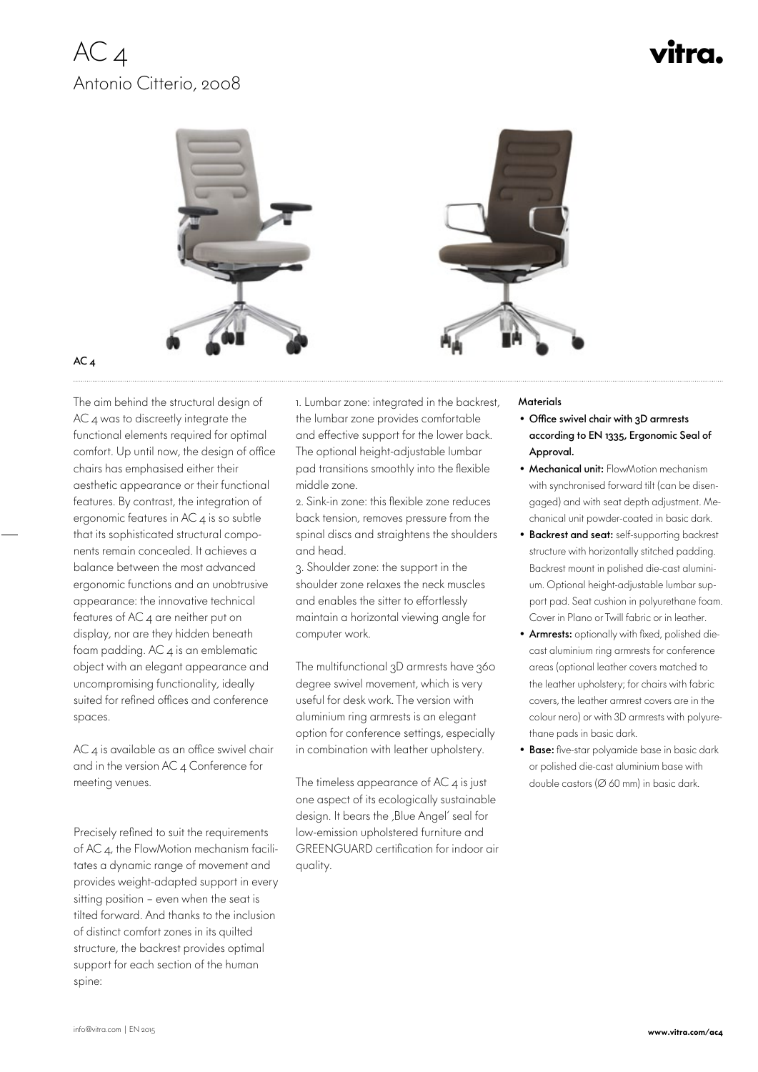# AC 4

## Antonio Citterio, 2008

vitra.

**AC 4**

The aim behind the structural design of AC 4 was to discreetly integrate the functional elements required for optimal comfort. Up until now, the design of office chairs has emphasised either their aesthetic appearance or their functional features. By contrast, the integration of ergonomic features in AC 4 is so subtle that its sophisticated structural components remain concealed. It achieves a balance between the most advanced ergonomic functions and an unobtrusive appearance: the innovative technical features of AC 4 are neither put on display, nor are they hidden beneath foam padding. AC 4 is an emblematic object with an elegant appearance and uncompromising functionality, ideally suited for refined offices and conference spaces.

AC 4 is available as an office swivel chair and in the version AC 4 Conference for meeting venues.

Precisely refined to suit the requirements of AC 4, the FlowMotion mechanism facilitates a dynamic range of movement and provides weight-adapted support in every sitting position – even when the seat is tilted forward. And thanks to the inclusion of distinct comfort zones in its quilted structure, the backrest provides optimal support for each section of the human spine:

1. Lumbar zone: integrated in the backrest, the lumbar zone provides comfortable and effective support for the lower back. The optional height-adjustable lumbar pad transitions smoothly into the flexible middle zone.
2. Sink-in zone: this flexible zone reduces back tension, removes pressure from the spinal discs and straightens the shoulders and head.
3. Shoulder zone: the support in the shoulder zone relaxes the neck muscles and enables the sitter to effortlessly maintain a horizontal viewing angle for computer work.

The multifunctional 3D armrests have 360 degree swivel movement, which is very useful for desk work. The version with aluminium ring armrests is an elegant option for conference settings, especially in combination with leather upholstery.

The timeless appearance of AC 4 is just one aspect of its ecologically sustainable design. It bears the ‚Blue Angel' seal for low-emission upholstered furniture and GREENGUARD certification for indoor air quality.

**Materials**

- **Office swivel chair with 3D armrests according to EN 1335, Ergonomic Seal of Approval.**
- **Mechanical unit:** FlowMotion mechanism with synchronised forward tilt (can be disengaged) and with seat depth adjustment. Mechanical unit powder-coated in basic dark.
- **Backrest and seat:** self-supporting backrest structure with horizontally stitched padding. Backrest mount in polished die-cast aluminium. Optional height-adjustable lumbar support pad. Seat cushion in polyurethane foam. Cover in Plano or Twill fabric or in leather.
- **Armrests:** optionally with fixed, polished die-cast aluminium ring armrests for conference areas (optional leather covers matched to the leather upholstery; for chairs with fabric covers, the leather armrest covers are in the colour nero) or with 3D armrests with polyurethane pads in basic dark.
- **Base:** five-star polyamide base in basic dark or polished die-cast aluminium base with double castors (Ø 60 mm) in basic dark.

info@vitra.com | EN 2015

**www.vitra.com/ac4**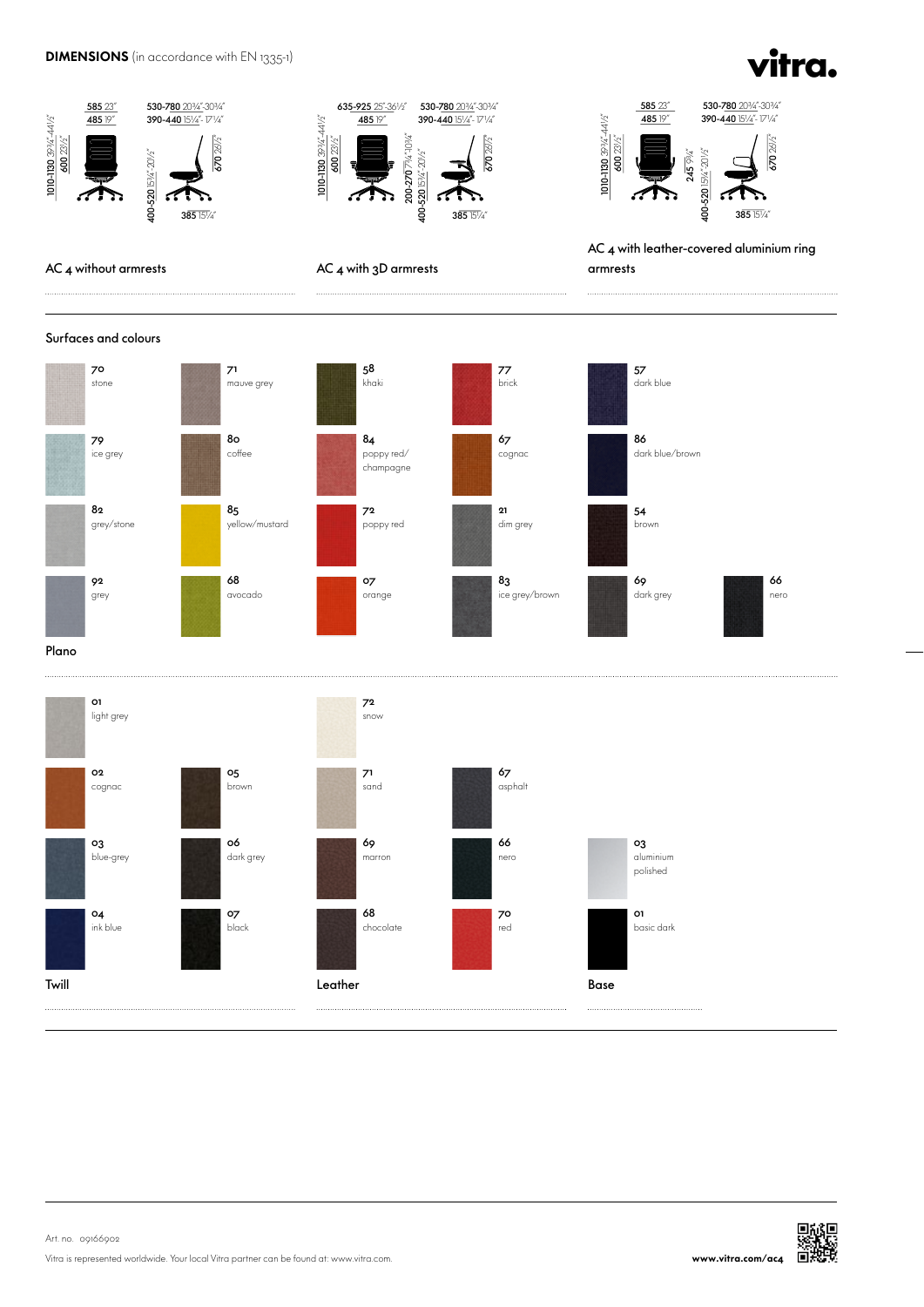**DIMENSIONS** (in accordance with EN 1335-1)

vitra.

585 23"
485 19"
530-780 20¾"-30¾"
390-440 15¼"- 17¼"
1010-1130 39¾"-44½"
600 23½"
400-520 15¾"-20½"
670 26½"
385 15¼"

AC 4 without armrests

635-925 25"-36½"
485 19"
530-780 20¾"-30¾"
390-440 15¼"- 17¼"
1010-1130 39¾"-44½"
600 23½"
200-270 7¾"-10¾"
400-520 15¾"-20½"
670 26½"
385 15¼"

AC 4 with 3D armrests

585 23"
485 19"
530-780 20¾"-30¾"
390-440 15¼"- 17¼"
1010-1130 39¾"-44½"
600 23½"
245 9¾"
400-520 15¾"-20½"
670 26½"
385 15¼"

AC 4 with leather-covered aluminium ring armrests

## Surfaces and colours

### Plano

- 70 stone
- 71 mauve grey
- 58 khaki
- 77 brick
- 57 dark blue
- 79 ice grey
- 80 coffee
- 84 poppy red/champagne
- 67 cognac
- 86 dark blue/brown
- 82 grey/stone
- 85 yellow/mustard
- 72 poppy red
- 21 dim grey
- 54 brown
- 92 grey
- 68 avocado
- 07 orange
- 83 ice grey/brown
- 69 dark grey
- 66 nero

### Twill

- 01 light grey
- 02 cognac
- 05 brown
- 03 blue-grey
- 06 dark grey
- 04 ink blue
- 07 black

### Leather

- 72 snow
- 71 sand
- 67 asphalt
- 69 marron
- 66 nero
- 68 chocolate
- 70 red

### Base

- 03 aluminium polished
- 01 basic dark

Art. no. 09166902

Vitra is represented worldwide. Your local Vitra partner can be found at: www.vitra.com.

**www.vitra.com/ac4**